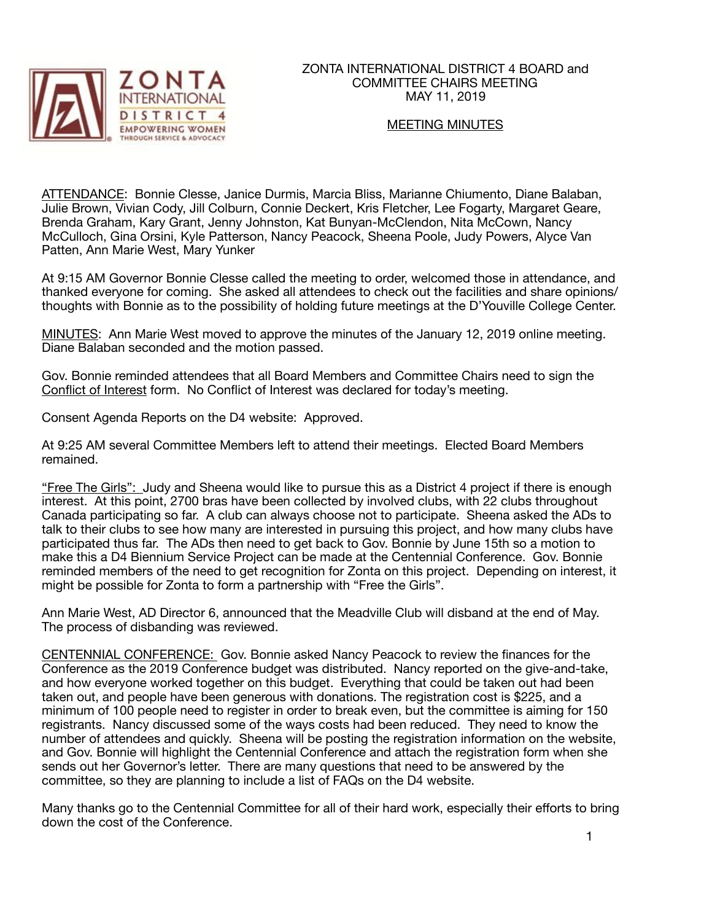# ZONTA INTERNATIONAL DISTRICT 4 BOARD and COMMITTEE CHAIRS MEETING
## MAY 11, 2019

## MEETING MINUTES

ATTENDANCE: Bonnie Clesse, Janice Durmis, Marcia Bliss, Marianne Chiumento, Diane Balaban, Julie Brown, Vivian Cody, Jill Colburn, Connie Deckert, Kris Fletcher, Lee Fogarty, Margaret Geare, Brenda Graham, Kary Grant, Jenny Johnston, Kat Bunyan-McClendon, Nita McCown, Nancy McCulloch, Gina Orsini, Kyle Patterson, Nancy Peacock, Sheena Poole, Judy Powers, Alyce Van Patten, Ann Marie West, Mary Yunker

At 9:15 AM Governor Bonnie Clesse called the meeting to order, welcomed those in attendance, and thanked everyone for coming. She asked all attendees to check out the facilities and share opinions/ thoughts with Bonnie as to the possibility of holding future meetings at the D'Youville College Center.

MINUTES: Ann Marie West moved to approve the minutes of the January 12, 2019 online meeting. Diane Balaban seconded and the motion passed.

Gov. Bonnie reminded attendees that all Board Members and Committee Chairs need to sign the Conflict of Interest form. No Conflict of Interest was declared for today's meeting.

Consent Agenda Reports on the D4 website: Approved.

At 9:25 AM several Committee Members left to attend their meetings. Elected Board Members remained.

"Free The Girls": Judy and Sheena would like to pursue this as a District 4 project if there is enough interest. At this point, 2700 bras have been collected by involved clubs, with 22 clubs throughout Canada participating so far. A club can always choose not to participate. Sheena asked the ADs to talk to their clubs to see how many are interested in pursuing this project, and how many clubs have participated thus far. The ADs then need to get back to Gov. Bonnie by June 15th so a motion to make this a D4 Biennium Service Project can be made at the Centennial Conference. Gov. Bonnie reminded members of the need to get recognition for Zonta on this project. Depending on interest, it might be possible for Zonta to form a partnership with "Free the Girls".

Ann Marie West, AD Director 6, announced that the Meadville Club will disband at the end of May. The process of disbanding was reviewed.

CENTENNIAL CONFERENCE: Gov. Bonnie asked Nancy Peacock to review the finances for the Conference as the 2019 Conference budget was distributed. Nancy reported on the give-and-take, and how everyone worked together on this budget. Everything that could be taken out had been taken out, and people have been generous with donations. The registration cost is $225, and a minimum of 100 people need to register in order to break even, but the committee is aiming for 150 registrants. Nancy discussed some of the ways costs had been reduced. They need to know the number of attendees and quickly. Sheena will be posting the registration information on the website, and Gov. Bonnie will highlight the Centennial Conference and attach the registration form when she sends out her Governor's letter. There are many questions that need to be answered by the committee, so they are planning to include a list of FAQs on the D4 website.

Many thanks go to the Centennial Committee for all of their hard work, especially their efforts to bring down the cost of the Conference.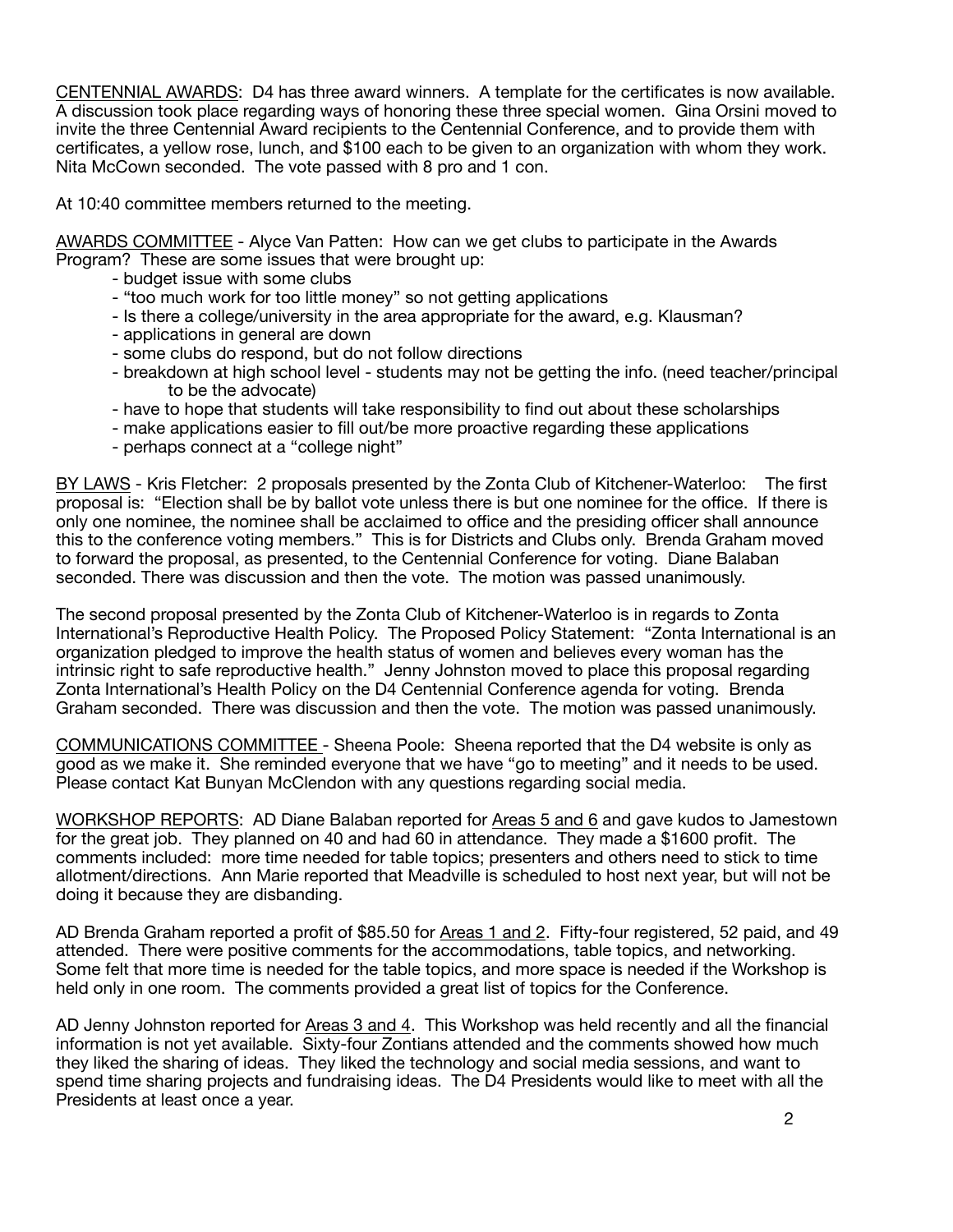CENTENNIAL AWARDS: D4 has three award winners. A template for the certificates is now available. A discussion took place regarding ways of honoring these three special women. Gina Orsini moved to invite the three Centennial Award recipients to the Centennial Conference, and to provide them with certificates, a yellow rose, lunch, and $100 each to be given to an organization with whom they work. Nita McCown seconded. The vote passed with 8 pro and 1 con.

At 10:40 committee members returned to the meeting.

AWARDS COMMITTEE - Alyce Van Patten: How can we get clubs to participate in the Awards Program? These are some issues that were brought up:

- budget issue with some clubs
- "too much work for too little money" so not getting applications
- Is there a college/university in the area appropriate for the award, e.g. Klausman?
- applications in general are down
- some clubs do respond, but do not follow directions
- breakdown at high school level - students may not be getting the info. (need teacher/principal to be the advocate)
- have to hope that students will take responsibility to find out about these scholarships
- make applications easier to fill out/be more proactive regarding these applications
- perhaps connect at a "college night"

BY LAWS - Kris Fletcher: 2 proposals presented by the Zonta Club of Kitchener-Waterloo: The first proposal is: "Election shall be by ballot vote unless there is but one nominee for the office. If there is only one nominee, the nominee shall be acclaimed to office and the presiding officer shall announce this to the conference voting members." This is for Districts and Clubs only. Brenda Graham moved to forward the proposal, as presented, to the Centennial Conference for voting. Diane Balaban seconded. There was discussion and then the vote. The motion was passed unanimously.

The second proposal presented by the Zonta Club of Kitchener-Waterloo is in regards to Zonta International's Reproductive Health Policy. The Proposed Policy Statement: "Zonta International is an organization pledged to improve the health status of women and believes every woman has the intrinsic right to safe reproductive health." Jenny Johnston moved to place this proposal regarding Zonta International's Health Policy on the D4 Centennial Conference agenda for voting. Brenda Graham seconded. There was discussion and then the vote. The motion was passed unanimously.

COMMUNICATIONS COMMITTEE - Sheena Poole: Sheena reported that the D4 website is only as good as we make it. She reminded everyone that we have "go to meeting" and it needs to be used. Please contact Kat Bunyan McClendon with any questions regarding social media.

WORKSHOP REPORTS: AD Diane Balaban reported for Areas 5 and 6 and gave kudos to Jamestown for the great job. They planned on 40 and had 60 in attendance. They made a $1600 profit. The comments included: more time needed for table topics; presenters and others need to stick to time allotment/directions. Ann Marie reported that Meadville is scheduled to host next year, but will not be doing it because they are disbanding.

AD Brenda Graham reported a profit of $85.50 for Areas 1 and 2. Fifty-four registered, 52 paid, and 49 attended. There were positive comments for the accommodations, table topics, and networking. Some felt that more time is needed for the table topics, and more space is needed if the Workshop is held only in one room. The comments provided a great list of topics for the Conference.

AD Jenny Johnston reported for Areas 3 and 4. This Workshop was held recently and all the financial information is not yet available. Sixty-four Zontians attended and the comments showed how much they liked the sharing of ideas. They liked the technology and social media sessions, and want to spend time sharing projects and fundraising ideas. The D4 Presidents would like to meet with all the Presidents at least once a year.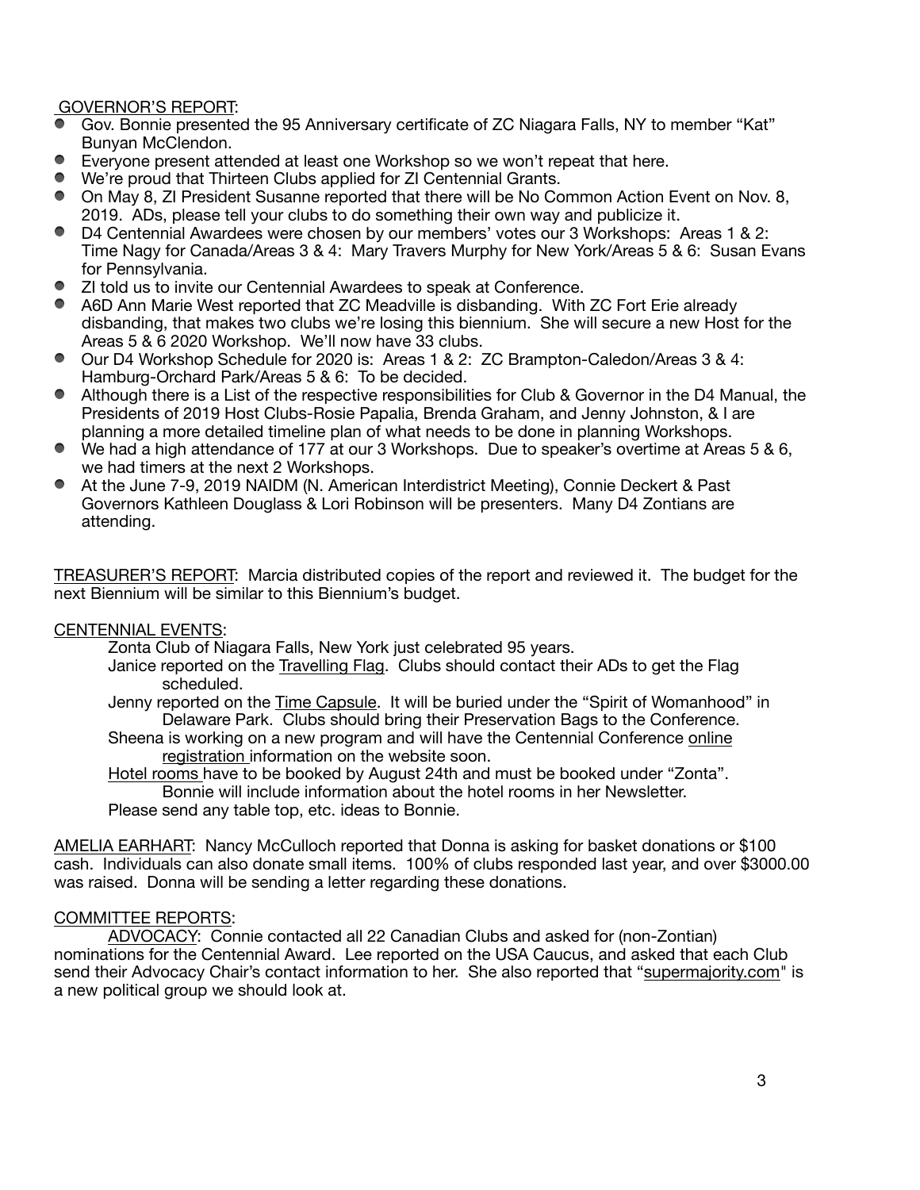GOVERNOR'S REPORT:

- Gov. Bonnie presented the 95 Anniversary certificate of ZC Niagara Falls, NY to member "Kat" Bunyan McClendon.
- Everyone present attended at least one Workshop so we won't repeat that here.
- We're proud that Thirteen Clubs applied for ZI Centennial Grants.
- On May 8, ZI President Susanne reported that there will be No Common Action Event on Nov. 8, 2019. ADs, please tell your clubs to do something their own way and publicize it.
- D4 Centennial Awardees were chosen by our members' votes our 3 Workshops: Areas 1 & 2: Time Nagy for Canada/Areas 3 & 4: Mary Travers Murphy for New York/Areas 5 & 6: Susan Evans for Pennsylvania.
- ZI told us to invite our Centennial Awardees to speak at Conference.
- A6D Ann Marie West reported that ZC Meadville is disbanding. With ZC Fort Erie already disbanding, that makes two clubs we're losing this biennium. She will secure a new Host for the Areas 5 & 6 2020 Workshop. We'll now have 33 clubs.
- Our D4 Workshop Schedule for 2020 is: Areas 1 & 2: ZC Brampton-Caledon/Areas 3 & 4: Hamburg-Orchard Park/Areas 5 & 6: To be decided.
- Although there is a List of the respective responsibilities for Club & Governor in the D4 Manual, the Presidents of 2019 Host Clubs-Rosie Papalia, Brenda Graham, and Jenny Johnston, & I are planning a more detailed timeline plan of what needs to be done in planning Workshops.
- We had a high attendance of 177 at our 3 Workshops. Due to speaker's overtime at Areas 5 & 6, we had timers at the next 2 Workshops.
- At the June 7-9, 2019 NAIDM (N. American Interdistrict Meeting), Connie Deckert & Past Governors Kathleen Douglass & Lori Robinson will be presenters. Many D4 Zontians are attending.

TREASURER'S REPORT: Marcia distributed copies of the report and reviewed it. The budget for the next Biennium will be similar to this Biennium's budget.

CENTENNIAL EVENTS:

Zonta Club of Niagara Falls, New York just celebrated 95 years.

Janice reported on the Travelling Flag. Clubs should contact their ADs to get the Flag scheduled.

Jenny reported on the Time Capsule. It will be buried under the "Spirit of Womanhood" in Delaware Park. Clubs should bring their Preservation Bags to the Conference.

Sheena is working on a new program and will have the Centennial Conference online registration information on the website soon.

Hotel rooms have to be booked by August 24th and must be booked under "Zonta". Bonnie will include information about the hotel rooms in her Newsletter.

Please send any table top, etc. ideas to Bonnie.

AMELIA EARHART: Nancy McCulloch reported that Donna is asking for basket donations or $100 cash. Individuals can also donate small items. 100% of clubs responded last year, and over $3000.00 was raised. Donna will be sending a letter regarding these donations.

COMMITTEE REPORTS:

ADVOCACY: Connie contacted all 22 Canadian Clubs and asked for (non-Zontian) nominations for the Centennial Award. Lee reported on the USA Caucus, and asked that each Club send their Advocacy Chair's contact information to her. She also reported that "supermajority.com" is a new political group we should look at.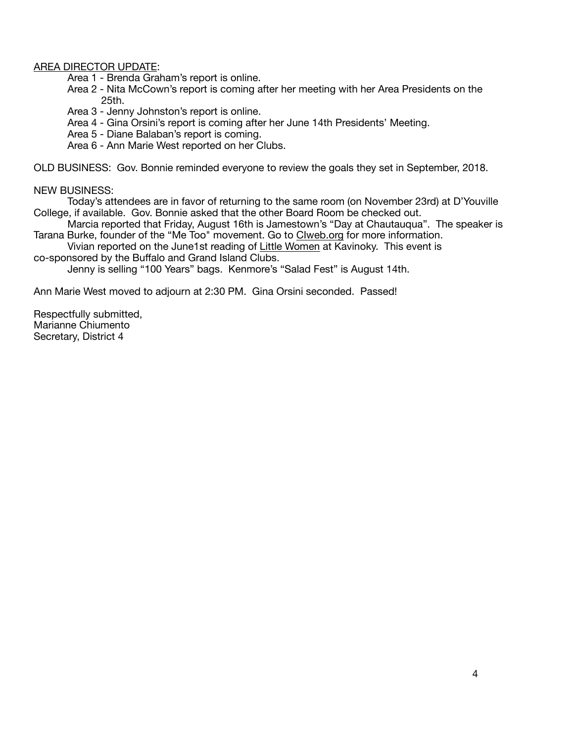<u>AREA DIRECTOR UPDATE</u>:

Area 1 - Brenda Graham's report is online.
Area 2 - Nita McCown's report is coming after her meeting with her Area Presidents on the 25th.
Area 3 - Jenny Johnston's report is online.
Area 4 - Gina Orsini's report is coming after her June 14th Presidents' Meeting.
Area 5 - Diane Balaban's report is coming.
Area 6 - Ann Marie West reported on her Clubs.

OLD BUSINESS: Gov. Bonnie reminded everyone to review the goals they set in September, 2018.

NEW BUSINESS:

Today's attendees are in favor of returning to the same room (on November 23rd) at D'Youville College, if available. Gov. Bonnie asked that the other Board Room be checked out.

Marcia reported that Friday, August 16th is Jamestown's "Day at Chautauqua". The speaker is Tarana Burke, founder of the "Me Too" movement. Go to <u>CIweb.org</u> for more information.

Vivian reported on the June1st reading of <u>Little Women</u> at Kavinoky. This event is co-sponsored by the Buffalo and Grand Island Clubs.

Jenny is selling "100 Years" bags. Kenmore's "Salad Fest" is August 14th.

Ann Marie West moved to adjourn at 2:30 PM. Gina Orsini seconded. Passed!

Respectfully submitted,
Marianne Chiumento
Secretary, District 4